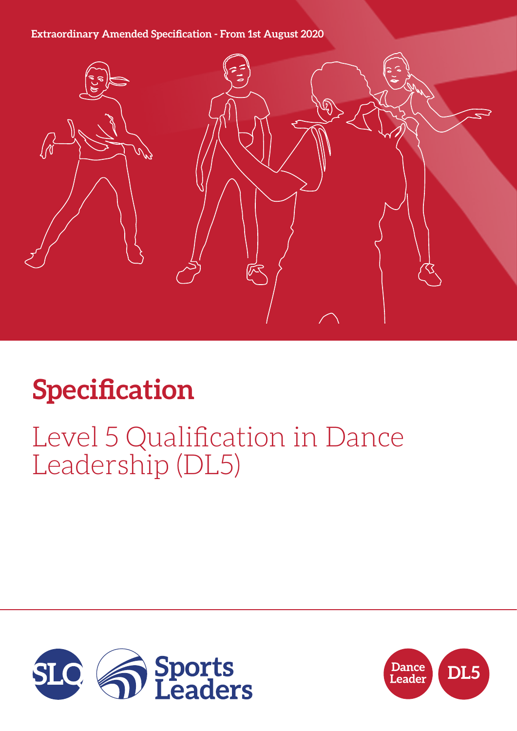Extraordinary Amended Specification - From 1st August 2020

# Specification

## Level 5 Qualification in Dance Leadership (DL5)

SLQ Sports Leaders

Dance Leader DL5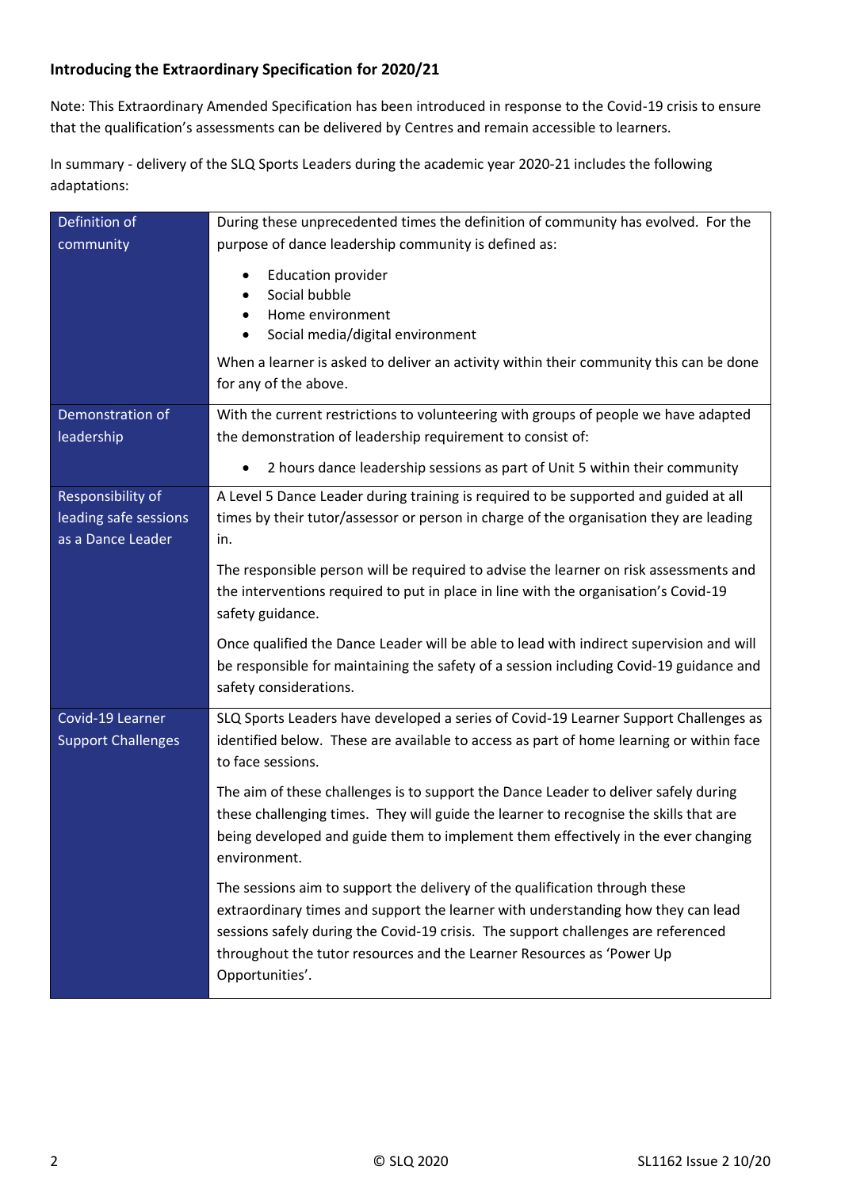**Introducing the Extraordinary Specification for 2020/21**

Note: This Extraordinary Amended Specification has been introduced in response to the Covid-19 crisis to ensure that the qualification's assessments can be delivered by Centres and remain accessible to learners.

In summary - delivery of the SLQ Sports Leaders during the academic year 2020-21 includes the following adaptations:

| | |
|---|---|
| Definition of community | During these unprecedented times the definition of community has evolved. For the purpose of dance leadership community is defined as:<br>• Education provider<br>• Social bubble<br>• Home environment<br>• Social media/digital environment<br>When a learner is asked to deliver an activity within their community this can be done for any of the above. |
| Demonstration of leadership | With the current restrictions to volunteering with groups of people we have adapted the demonstration of leadership requirement to consist of:<br>• 2 hours dance leadership sessions as part of Unit 5 within their community |
| Responsibility of leading safe sessions as a Dance Leader | A Level 5 Dance Leader during training is required to be supported and guided at all times by their tutor/assessor or person in charge of the organisation they are leading in.<br>The responsible person will be required to advise the learner on risk assessments and the interventions required to put in place in line with the organisation's Covid-19 safety guidance.<br>Once qualified the Dance Leader will be able to lead with indirect supervision and will be responsible for maintaining the safety of a session including Covid-19 guidance and safety considerations. |
| Covid-19 Learner Support Challenges | SLQ Sports Leaders have developed a series of Covid-19 Learner Support Challenges as identified below. These are available to access as part of home learning or within face to face sessions.<br>The aim of these challenges is to support the Dance Leader to deliver safely during these challenging times. They will guide the learner to recognise the skills that are being developed and guide them to implement them effectively in the ever changing environment.<br>The sessions aim to support the delivery of the qualification through these extraordinary times and support the learner with understanding how they can lead sessions safely during the Covid-19 crisis. The support challenges are referenced throughout the tutor resources and the Learner Resources as 'Power Up Opportunities'. |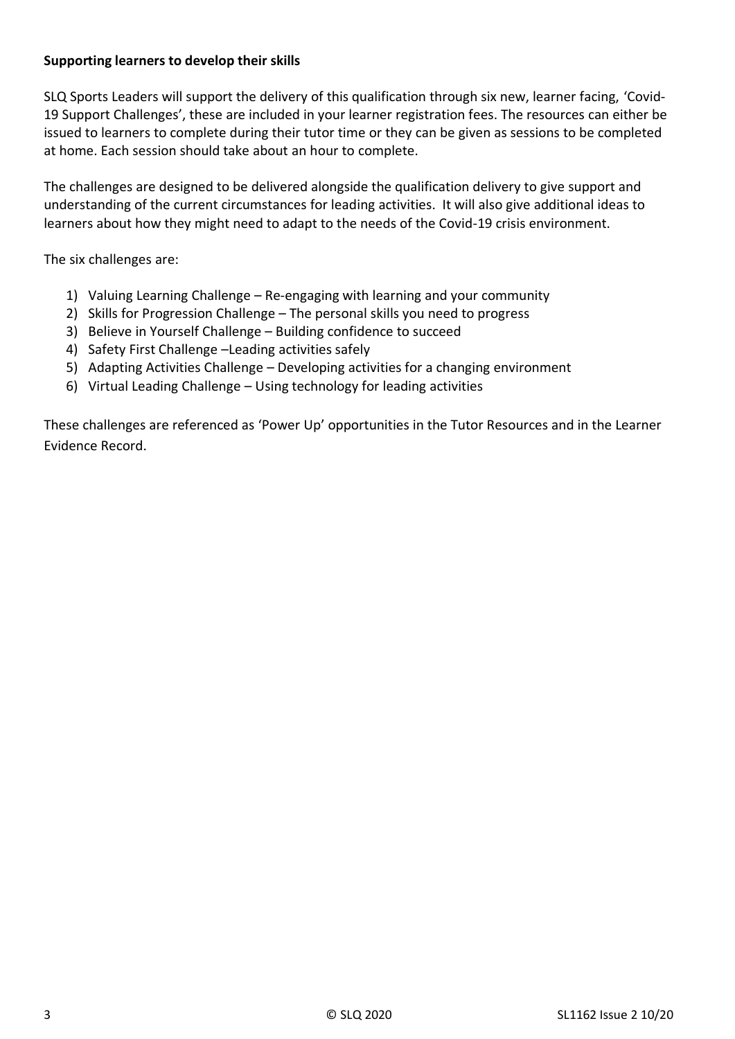**Supporting learners to develop their skills**

SLQ Sports Leaders will support the delivery of this qualification through six new, learner facing, 'Covid-19 Support Challenges', these are included in your learner registration fees. The resources can either be issued to learners to complete during their tutor time or they can be given as sessions to be completed at home. Each session should take about an hour to complete.

The challenges are designed to be delivered alongside the qualification delivery to give support and understanding of the current circumstances for leading activities. It will also give additional ideas to learners about how they might need to adapt to the needs of the Covid-19 crisis environment.

The six challenges are:

1) Valuing Learning Challenge – Re-engaging with learning and your community
2) Skills for Progression Challenge – The personal skills you need to progress
3) Believe in Yourself Challenge – Building confidence to succeed
4) Safety First Challenge –Leading activities safely
5) Adapting Activities Challenge – Developing activities for a changing environment
6) Virtual Leading Challenge – Using technology for leading activities

These challenges are referenced as 'Power Up' opportunities in the Tutor Resources and in the Learner Evidence Record.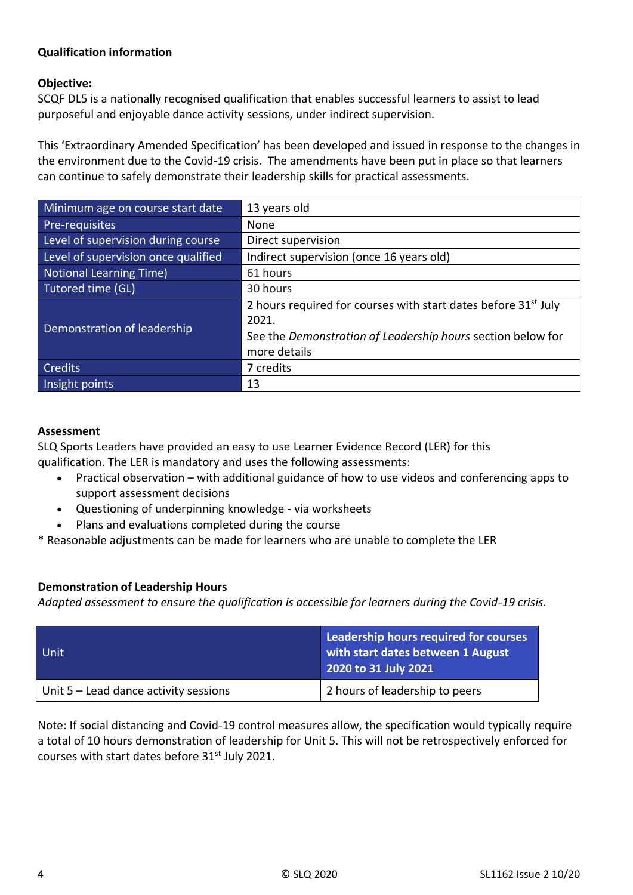**Qualification information**

**Objective:**
SCQF DL5 is a nationally recognised qualification that enables successful learners to assist to lead purposeful and enjoyable dance activity sessions, under indirect supervision.

This 'Extraordinary Amended Specification' has been developed and issued in response to the changes in the environment due to the Covid-19 crisis. The amendments have been put in place so that learners can continue to safely demonstrate their leadership skills for practical assessments.

| | |
|---|---|
| Minimum age on course start date | 13 years old |
| Pre-requisites | None |
| Level of supervision during course | Direct supervision |
| Level of supervision once qualified | Indirect supervision (once 16 years old) |
| Notional Learning Time) | 61 hours |
| Tutored time (GL) | 30 hours |
| Demonstration of leadership | 2 hours required for courses with start dates before 31st July 2021. See the *Demonstration of Leadership hours* section below for more details |
| Credits | 7 credits |
| Insight points | 13 |

**Assessment**
SLQ Sports Leaders have provided an easy to use Learner Evidence Record (LER) for this qualification. The LER is mandatory and uses the following assessments:

- Practical observation – with additional guidance of how to use videos and conferencing apps to support assessment decisions
- Questioning of underpinning knowledge - via worksheets
- Plans and evaluations completed during the course

* Reasonable adjustments can be made for learners who are unable to complete the LER

**Demonstration of Leadership Hours**
*Adapted assessment to ensure the qualification is accessible for learners during the Covid-19 crisis.*

| Unit | Leadership hours required for courses with start dates between 1 August 2020 to 31 July 2021 |
|---|---|
| Unit 5 – Lead dance activity sessions | 2 hours of leadership to peers |

Note: If social distancing and Covid-19 control measures allow, the specification would typically require a total of 10 hours demonstration of leadership for Unit 5. This will not be retrospectively enforced for courses with start dates before 31st July 2021.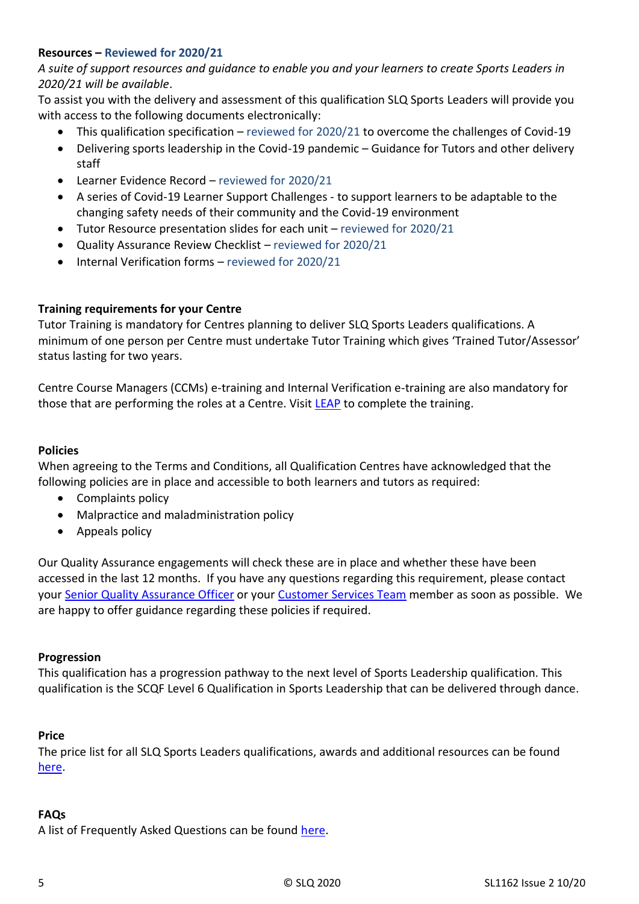**Resources – Reviewed for 2020/21**

*A suite of support resources and guidance to enable you and your learners to create Sports Leaders in 2020/21 will be available*.

To assist you with the delivery and assessment of this qualification SLQ Sports Leaders will provide you with access to the following documents electronically:

- This qualification specification – reviewed for 2020/21 to overcome the challenges of Covid-19
- Delivering sports leadership in the Covid-19 pandemic – Guidance for Tutors and other delivery staff
- Learner Evidence Record – reviewed for 2020/21
- A series of Covid-19 Learner Support Challenges - to support learners to be adaptable to the changing safety needs of their community and the Covid-19 environment
- Tutor Resource presentation slides for each unit – reviewed for 2020/21
- Quality Assurance Review Checklist – reviewed for 2020/21
- Internal Verification forms – reviewed for 2020/21

**Training requirements for your Centre**

Tutor Training is mandatory for Centres planning to deliver SLQ Sports Leaders qualifications. A minimum of one person per Centre must undertake Tutor Training which gives 'Trained Tutor/Assessor' status lasting for two years.

Centre Course Managers (CCMs) e-training and Internal Verification e-training are also mandatory for those that are performing the roles at a Centre. Visit LEAP to complete the training.

**Policies**

When agreeing to the Terms and Conditions, all Qualification Centres have acknowledged that the following policies are in place and accessible to both learners and tutors as required:

- Complaints policy
- Malpractice and maladministration policy
- Appeals policy

Our Quality Assurance engagements will check these are in place and whether these have been accessed in the last 12 months. If you have any questions regarding this requirement, please contact your Senior Quality Assurance Officer or your Customer Services Team member as soon as possible. We are happy to offer guidance regarding these policies if required.

**Progression**

This qualification has a progression pathway to the next level of Sports Leadership qualification. This qualification is the SCQF Level 6 Qualification in Sports Leadership that can be delivered through dance.

**Price**

The price list for all SLQ Sports Leaders qualifications, awards and additional resources can be found here.

**FAQs**

A list of Frequently Asked Questions can be found here.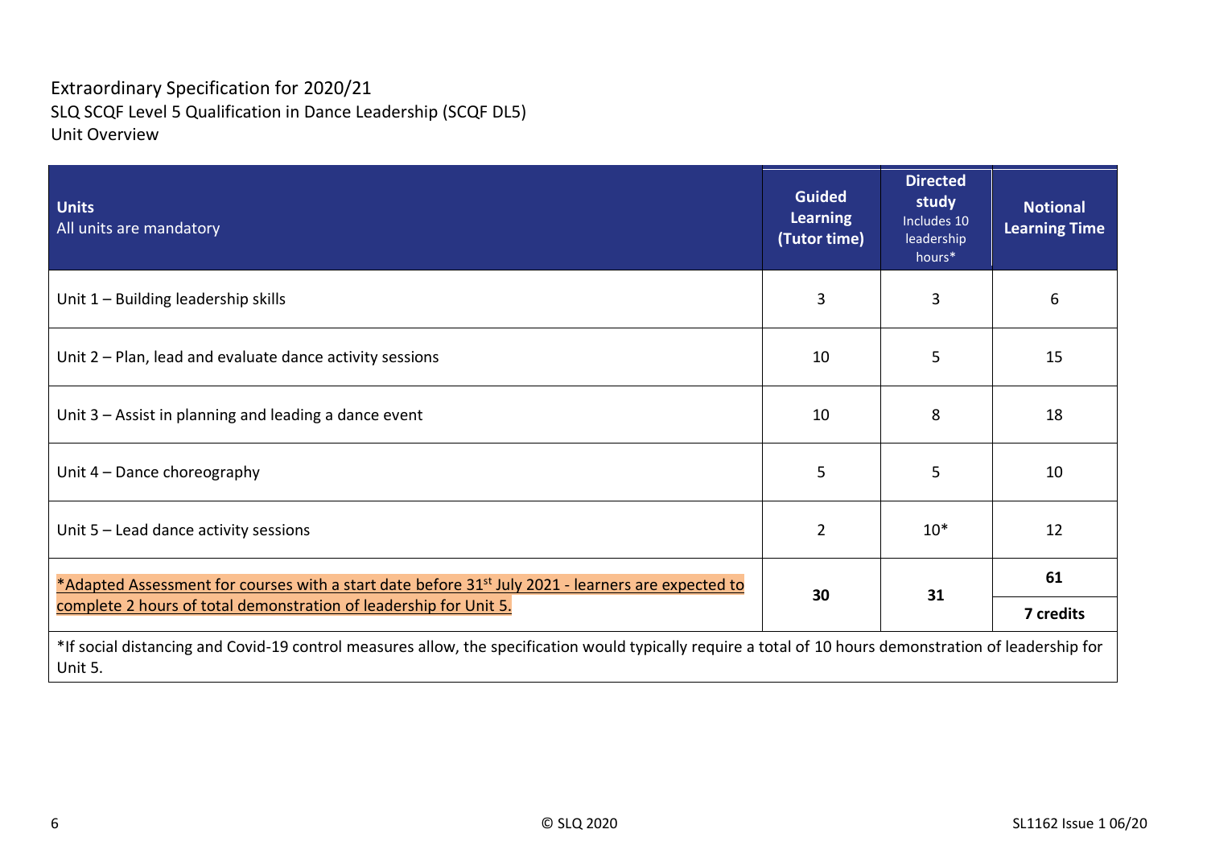Extraordinary Specification for 2020/21
SLQ SCQF Level 5 Qualification in Dance Leadership (SCQF DL5)
Unit Overview

| **Units** All units are mandatory | **Guided Learning (Tutor time)** | **Directed study** Includes 10 leadership hours* | **Notional Learning Time** |
|---|---|---|---|
| Unit 1 – Building leadership skills | 3 | 3 | 6 |
| Unit 2 – Plan, lead and evaluate dance activity sessions | 10 | 5 | 15 |
| Unit 3 – Assist in planning and leading a dance event | 10 | 8 | 18 |
| Unit 4 – Dance choreography | 5 | 5 | 10 |
| Unit 5 – Lead dance activity sessions | 2 | 10* | 12 |
| *Adapted Assessment for courses with a start date before 31st July 2021 - learners are expected to complete 2 hours of total demonstration of leadership for Unit 5. | **30** | **31** | **61** **7 credits** |

*If social distancing and Covid-19 control measures allow, the specification would typically require a total of 10 hours demonstration of leadership for Unit 5.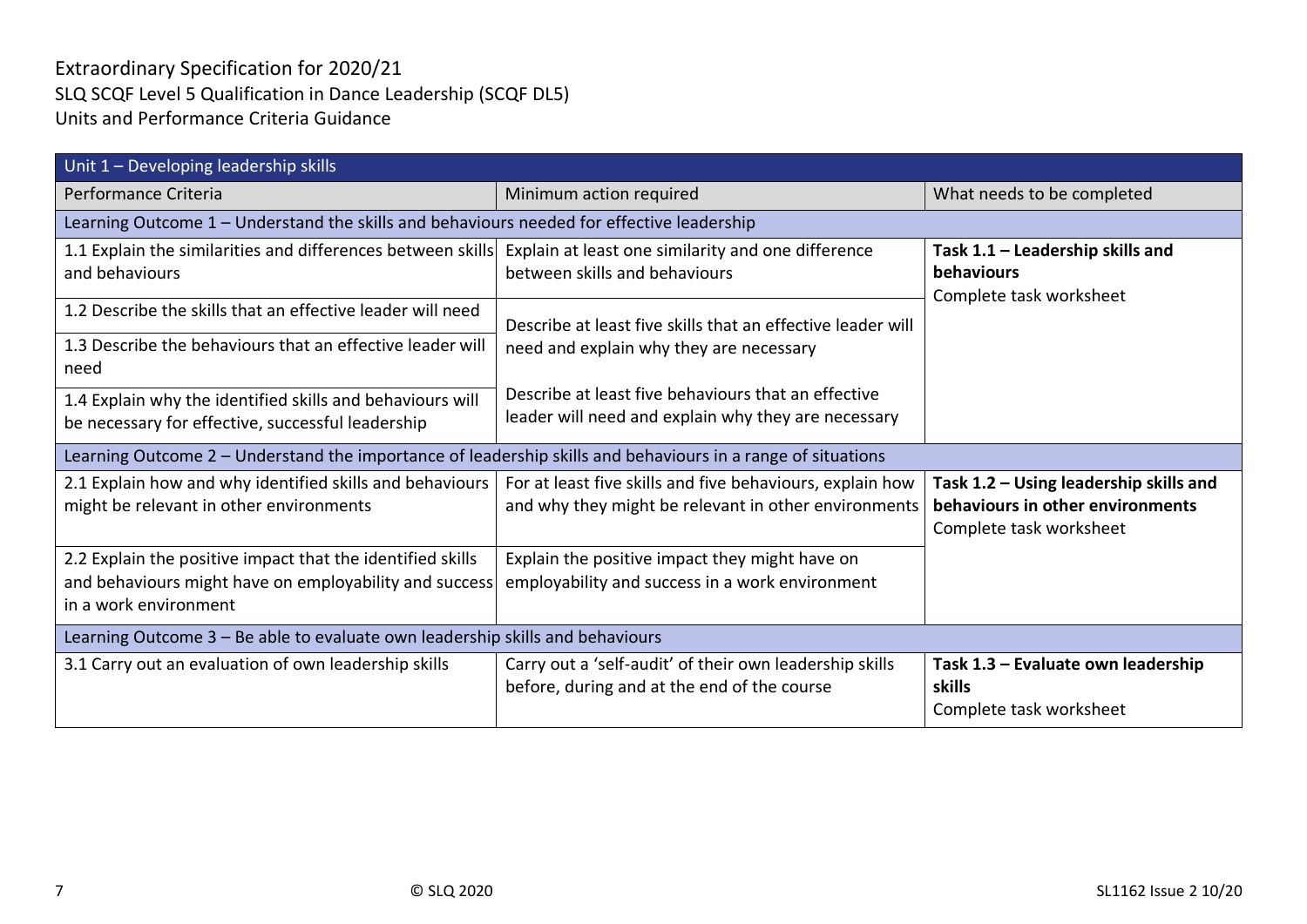Extraordinary Specification for 2020/21
SLQ SCQF Level 5 Qualification in Dance Leadership (SCQF DL5)
Units and Performance Criteria Guidance

| Unit 1 – Developing leadership skills | | |
|---|---|---|
| Performance Criteria | Minimum action required | What needs to be completed |
| **Learning Outcome 1 – Understand the skills and behaviours needed for effective leadership** | | |
| 1.1 Explain the similarities and differences between skills and behaviours | Explain at least one similarity and one difference between skills and behaviours | **Task 1.1 – Leadership skills and behaviours** Complete task worksheet |
| 1.2 Describe the skills that an effective leader will need | Describe at least five skills that an effective leader will need and explain why they are necessary | |
| 1.3 Describe the behaviours that an effective leader will need | | |
| 1.4 Explain why the identified skills and behaviours will be necessary for effective, successful leadership | Describe at least five behaviours that an effective leader will need and explain why they are necessary | |
| **Learning Outcome 2 – Understand the importance of leadership skills and behaviours in a range of situations** | | |
| 2.1 Explain how and why identified skills and behaviours might be relevant in other environments | For at least five skills and five behaviours, explain how and why they might be relevant in other environments | **Task 1.2 – Using leadership skills and behaviours in other environments** Complete task worksheet |
| 2.2 Explain the positive impact that the identified skills and behaviours might have on employability and success in a work environment | Explain the positive impact they might have on employability and success in a work environment | |
| **Learning Outcome 3 – Be able to evaluate own leadership skills and behaviours** | | |
| 3.1 Carry out an evaluation of own leadership skills | Carry out a 'self-audit' of their own leadership skills before, during and at the end of the course | **Task 1.3 – Evaluate own leadership skills** Complete task worksheet |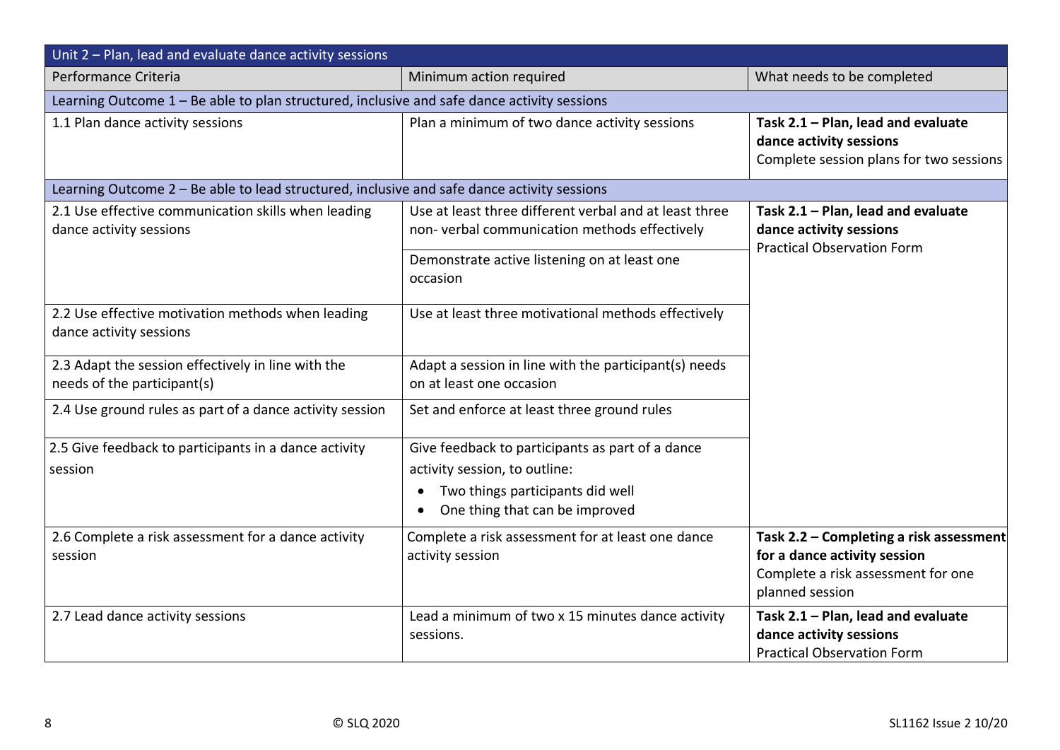| Unit 2 – Plan, lead and evaluate dance activity sessions | | |
|---|---|---|
| Performance Criteria | Minimum action required | What needs to be completed |
| Learning Outcome 1 – Be able to plan structured, inclusive and safe dance activity sessions | | |
| 1.1 Plan dance activity sessions | Plan a minimum of two dance activity sessions | **Task 2.1 – Plan, lead and evaluate dance activity sessions** Complete session plans for two sessions |
| Learning Outcome 2 – Be able to lead structured, inclusive and safe dance activity sessions | | |
| 2.1 Use effective communication skills when leading dance activity sessions | Use at least three different verbal and at least three non- verbal communication methods effectively | **Task 2.1 – Plan, lead and evaluate dance activity sessions** Practical Observation Form |
| | Demonstrate active listening on at least one occasion | |
| 2.2 Use effective motivation methods when leading dance activity sessions | Use at least three motivational methods effectively | |
| 2.3 Adapt the session effectively in line with the needs of the participant(s) | Adapt a session in line with the participant(s) needs on at least one occasion | |
| 2.4 Use ground rules as part of a dance activity session | Set and enforce at least three ground rules | |
| 2.5 Give feedback to participants in a dance activity session | Give feedback to participants as part of a dance activity session, to outline:<br>• Two things participants did well<br>• One thing that can be improved | |
| 2.6 Complete a risk assessment for a dance activity session | Complete a risk assessment for at least one dance activity session | **Task 2.2 – Completing a risk assessment for a dance activity session** Complete a risk assessment for one planned session |
| 2.7 Lead dance activity sessions | Lead a minimum of two x 15 minutes dance activity sessions. | **Task 2.1 – Plan, lead and evaluate dance activity sessions** Practical Observation Form |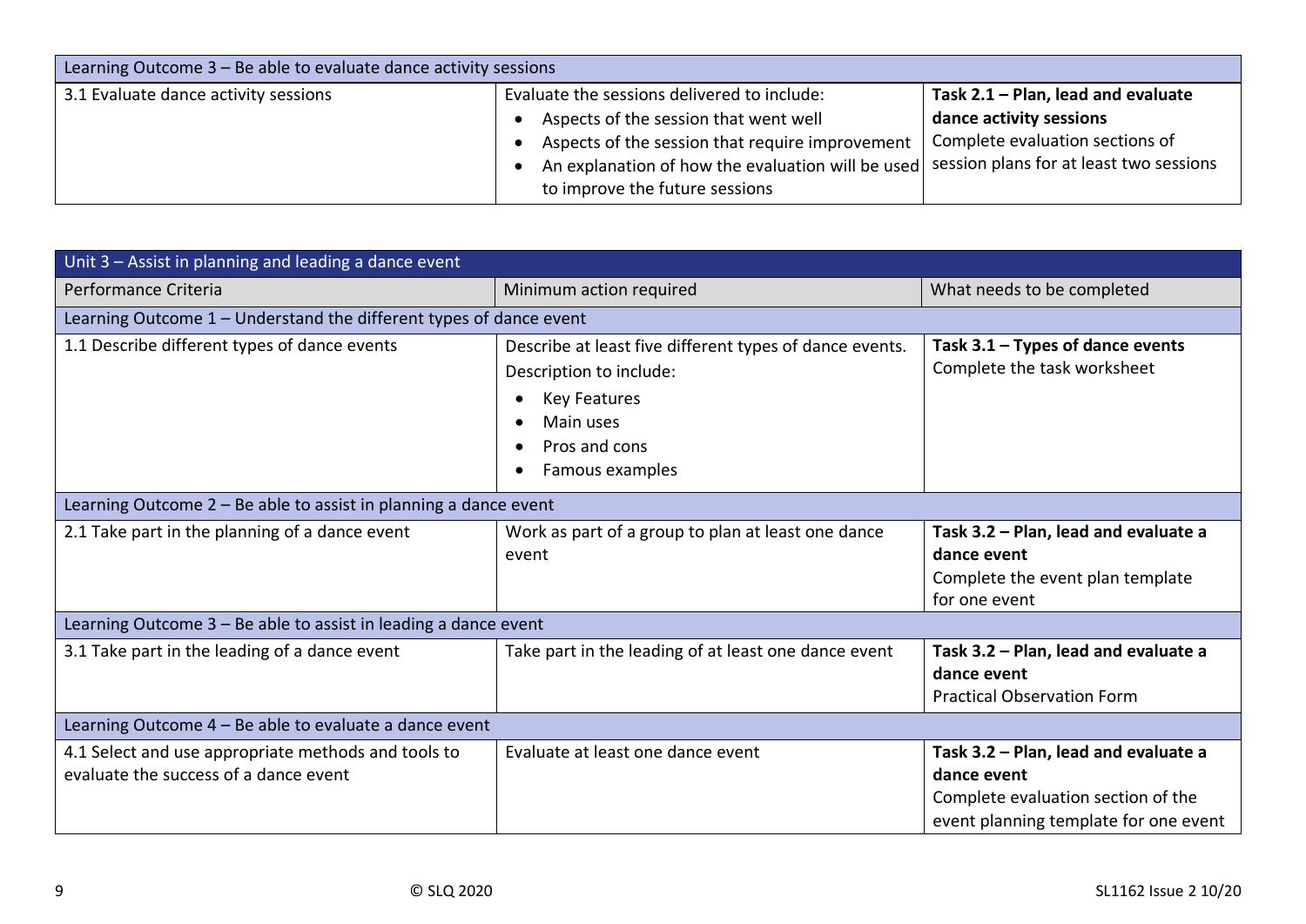| Learning Outcome 3 – Be able to evaluate dance activity sessions | | |
|---|---|---|
| 3.1 Evaluate dance activity sessions | Evaluate the sessions delivered to include:<br>• Aspects of the session that went well<br>• Aspects of the session that require improvement<br>• An explanation of how the evaluation will be used to improve the future sessions | **Task 2.1 – Plan, lead and evaluate dance activity sessions**<br>Complete evaluation sections of session plans for at least two sessions |

| Unit 3 – Assist in planning and leading a dance event | | |
|---|---|---|
| Performance Criteria | Minimum action required | What needs to be completed |
| Learning Outcome 1 – Understand the different types of dance event | | |
| 1.1 Describe different types of dance events | Describe at least five different types of dance events.<br>Description to include:<br>• Key Features<br>• Main uses<br>• Pros and cons<br>• Famous examples | **Task 3.1 – Types of dance events**<br>Complete the task worksheet |
| Learning Outcome 2 – Be able to assist in planning a dance event | | |
| 2.1 Take part in the planning of a dance event | Work as part of a group to plan at least one dance event | **Task 3.2 – Plan, lead and evaluate a dance event**<br>Complete the event plan template for one event |
| Learning Outcome 3 – Be able to assist in leading a dance event | | |
| 3.1 Take part in the leading of a dance event | Take part in the leading of at least one dance event | **Task 3.2 – Plan, lead and evaluate a dance event**<br>Practical Observation Form |
| Learning Outcome 4 – Be able to evaluate a dance event | | |
| 4.1 Select and use appropriate methods and tools to evaluate the success of a dance event | Evaluate at least one dance event | **Task 3.2 – Plan, lead and evaluate a dance event**<br>Complete evaluation section of the event planning template for one event |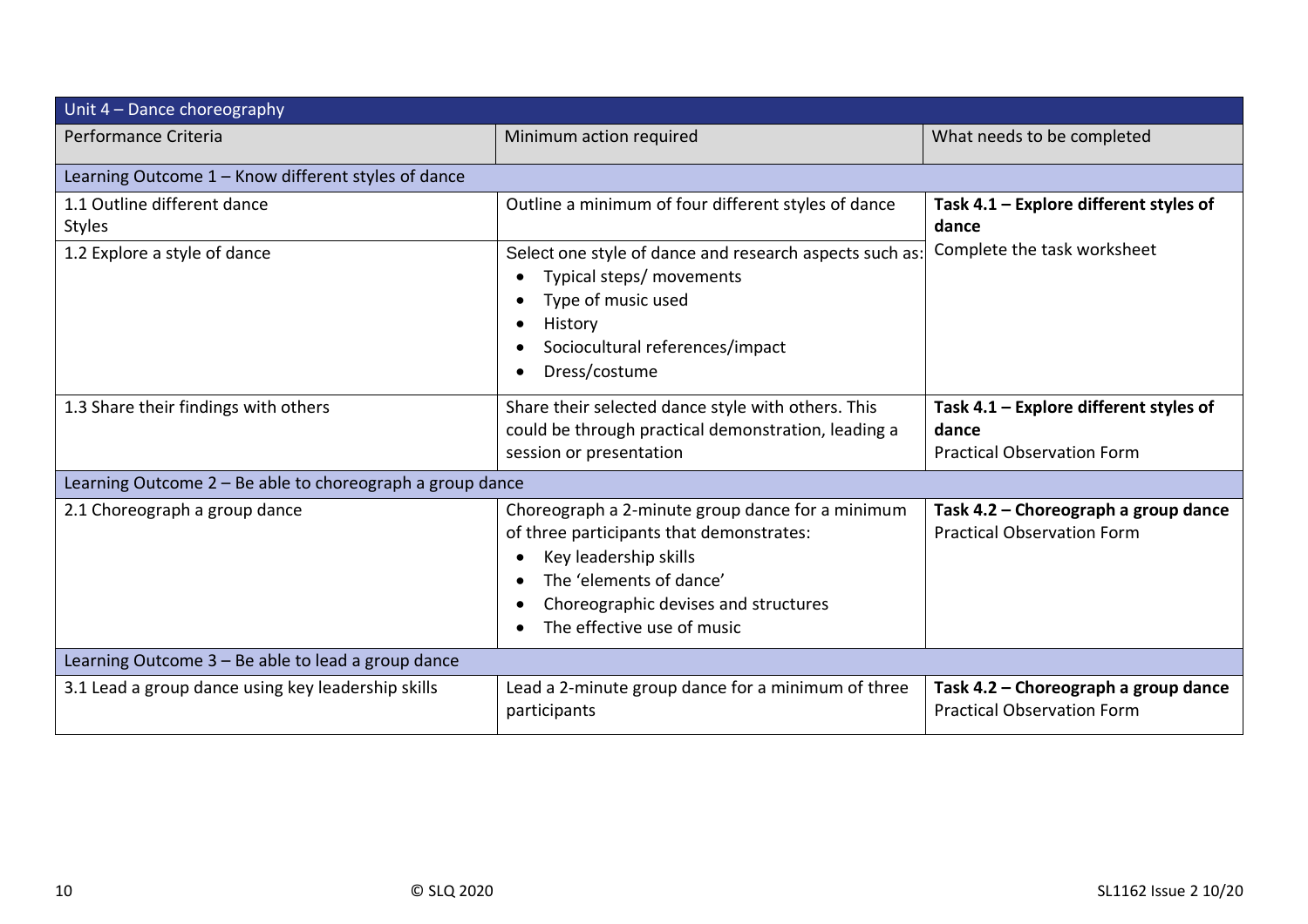| Unit 4 – Dance choreography | | |
|---|---|---|
| Performance Criteria | Minimum action required | What needs to be completed |
| **Learning Outcome 1 – Know different styles of dance** | | |
| 1.1 Outline different dance Styles | Outline a minimum of four different styles of dance | **Task 4.1 – Explore different styles of dance** Complete the task worksheet |
| 1.2 Explore a style of dance | Select one style of dance and research aspects such as: <br>• Typical steps/ movements <br>• Type of music used <br>• History <br>• Sociocultural references/impact <br>• Dress/costume | |
| 1.3 Share their findings with others | Share their selected dance style with others. This could be through practical demonstration, leading a session or presentation | **Task 4.1 – Explore different styles of dance** Practical Observation Form |
| **Learning Outcome 2 – Be able to choreograph a group dance** | | |
| 2.1 Choreograph a group dance | Choreograph a 2-minute group dance for a minimum of three participants that demonstrates: <br>• Key leadership skills <br>• The 'elements of dance' <br>• Choreographic devises and structures <br>• The effective use of music | **Task 4.2 – Choreograph a group dance** Practical Observation Form |
| **Learning Outcome 3 – Be able to lead a group dance** | | |
| 3.1 Lead a group dance using key leadership skills | Lead a 2-minute group dance for a minimum of three participants | **Task 4.2 – Choreograph a group dance** Practical Observation Form |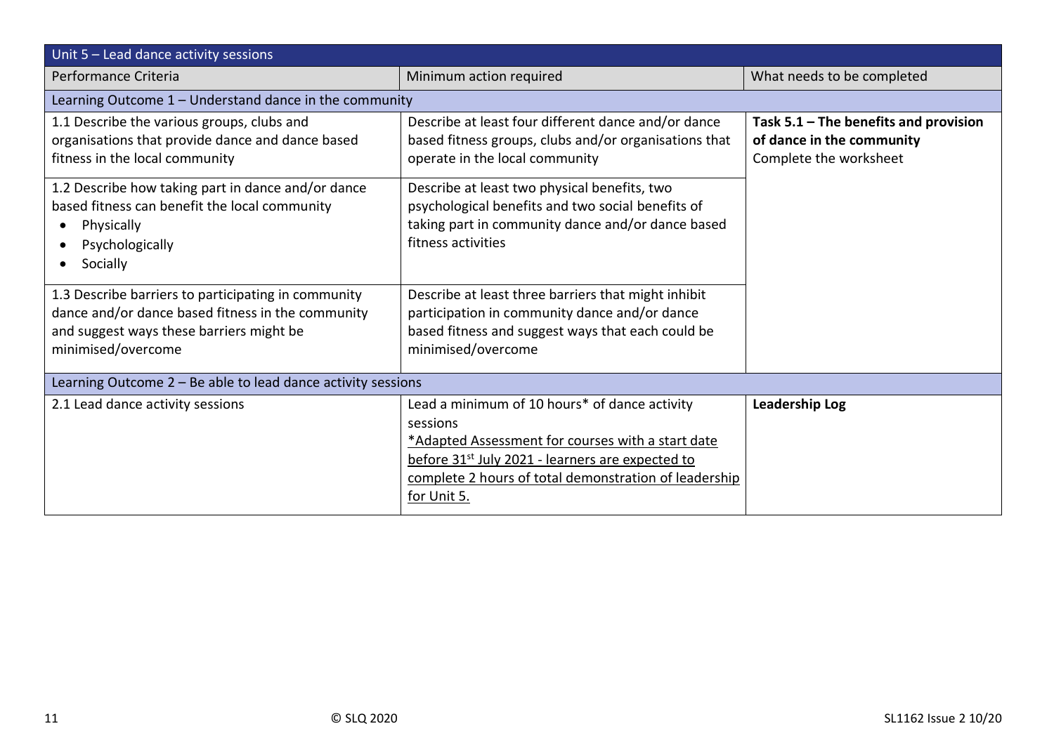| Unit 5 – Lead dance activity sessions | | |
|---|---|---|
| Performance Criteria | Minimum action required | What needs to be completed |
| **Learning Outcome 1 – Understand dance in the community** | | |
| 1.1 Describe the various groups, clubs and organisations that provide dance and dance based fitness in the local community | Describe at least four different dance and/or dance based fitness groups, clubs and/or organisations that operate in the local community | **Task 5.1 – The benefits and provision of dance in the community** Complete the worksheet |
| 1.2 Describe how taking part in dance and/or dance based fitness can benefit the local community<br>• Physically<br>• Psychologically<br>• Socially | Describe at least two physical benefits, two psychological benefits and two social benefits of taking part in community dance and/or dance based fitness activities | |
| 1.3 Describe barriers to participating in community dance and/or dance based fitness in the community and suggest ways these barriers might be minimised/overcome | Describe at least three barriers that might inhibit participation in community dance and/or dance based fitness and suggest ways that each could be minimised/overcome | |
| **Learning Outcome 2 – Be able to lead dance activity sessions** | | |
| 2.1 Lead dance activity sessions | Lead a minimum of 10 hours* of dance activity sessions<br>*Adapted Assessment for courses with a start date before 31st July 2021 - learners are expected to complete 2 hours of total demonstration of leadership for Unit 5. | **Leadership Log** |

© SLQ 2020 SL1162 Issue 2 10/20